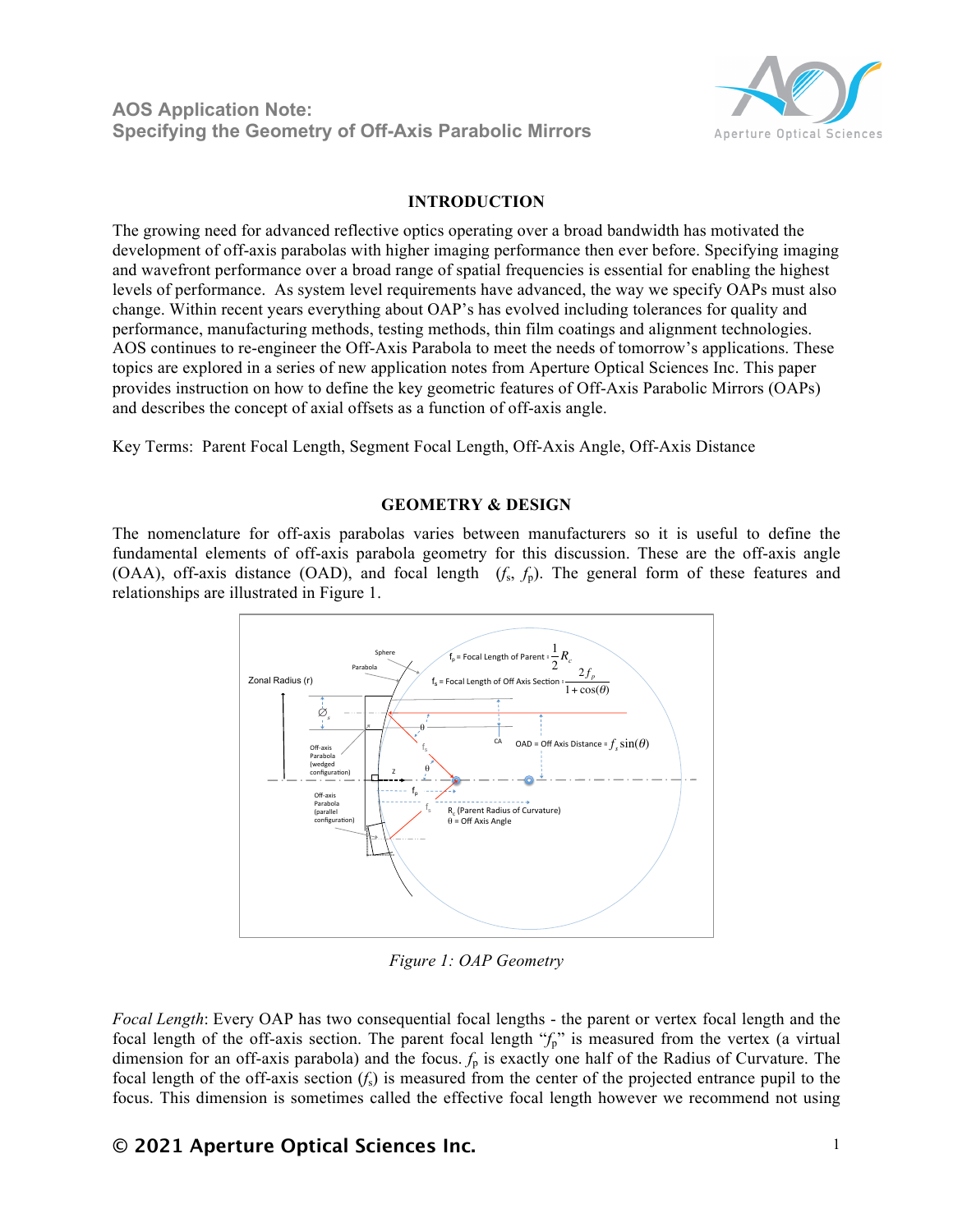# AOS Application Note: Specifying the Geometry of Off-Axis Parabolic Mirrors

## INTRODUCTION

The growing need for advanced reflective optics operating over a broad bandwidth has motivated the development of off-axis parabolas with higher imaging performance then ever before. Specifying imaging and wavefront performance over a broad range of spatial frequencies is essential for enabling the highest levels of performance. As system level requirements have advanced, the way we specify OAPs must also change. Within recent years everything about OAP's has evolved including tolerances for quality and performance, manufacturing methods, testing methods, thin film coatings and alignment technologies. AOS continues to re-engineer the Off-Axis Parabola to meet the needs of tomorrow's applications. These topics are explored in a series of new application notes from Aperture Optical Sciences Inc. This paper provides instruction on how to define the key geometric features of Off-Axis Parabolic Mirrors (OAPs) and describes the concept of axial offsets as a function of off-axis angle.

Key Terms: Parent Focal Length, Segment Focal Length, Off-Axis Angle, Off-Axis Distance

## GEOMETRY & DESIGN

The nomenclature for off-axis parabolas varies between manufacturers so it is useful to define the fundamental elements of off-axis parabola geometry for this discussion. These are the off-axis angle (OAA), off-axis distance (OAD), and focal length ($f_s$, $f_p$). The general form of these features and relationships are illustrated in Figure 1.

*Figure 1: OAP Geometry*

*Focal Length*: Every OAP has two consequential focal lengths - the parent or vertex focal length and the focal length of the off-axis section. The parent focal length "$f_p$" is measured from the vertex (a virtual dimension for an off-axis parabola) and the focus. $f_p$ is exactly one half of the Radius of Curvature. The focal length of the off-axis section ($f_s$) is measured from the center of the projected entrance pupil to the focus. This dimension is sometimes called the effective focal length however we recommend not using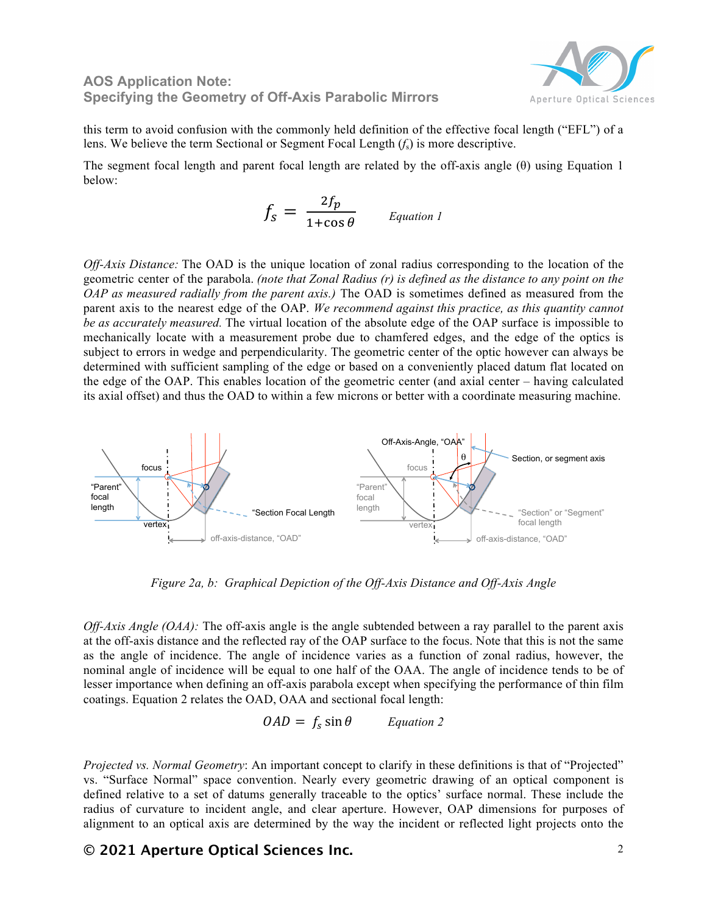this term to avoid confusion with the commonly held definition of the effective focal length ("EFL") of a lens. We believe the term Sectional or Segment Focal Length ($f_s$) is more descriptive.

The segment focal length and parent focal length are related by the off-axis angle ($\theta$) using Equation 1 below:

$$f_s = \frac{2f_p}{1+\cos\theta} \qquad \textit{Equation 1}$$

*Off-Axis Distance:* The OAD is the unique location of zonal radius corresponding to the location of the geometric center of the parabola. *(note that Zonal Radius (r) is defined as the distance to any point on the OAP as measured radially from the parent axis.)* The OAD is sometimes defined as measured from the parent axis to the nearest edge of the OAP. *We recommend against this practice, as this quantity cannot be as accurately measured.* The virtual location of the absolute edge of the OAP surface is impossible to mechanically locate with a measurement probe due to chamfered edges, and the edge of the optics is subject to errors in wedge and perpendicularity. The geometric center of the optic however can always be determined with sufficient sampling of the edge or based on a conveniently placed datum flat located on the edge of the OAP. This enables location of the geometric center (and axial center – having calculated its axial offset) and thus the OAD to within a few microns or better with a coordinate measuring machine.

*Figure 2a, b: Graphical Depiction of the Off-Axis Distance and Off-Axis Angle*

*Off-Axis Angle (OAA):* The off-axis angle is the angle subtended between a ray parallel to the parent axis at the off-axis distance and the reflected ray of the OAP surface to the focus. Note that this is not the same as the angle of incidence. The angle of incidence varies as a function of zonal radius, however, the nominal angle of incidence will be equal to one half of the OAA. The angle of incidence tends to be of lesser importance when defining an off-axis parabola except when specifying the performance of thin film coatings. Equation 2 relates the OAD, OAA and sectional focal length:

$$OAD = f_s \sin\theta \qquad \textit{Equation 2}$$

*Projected vs. Normal Geometry*: An important concept to clarify in these definitions is that of "Projected" vs. "Surface Normal" space convention. Nearly every geometric drawing of an optical component is defined relative to a set of datums generally traceable to the optics' surface normal. These include the radius of curvature to incident angle, and clear aperture. However, OAP dimensions for purposes of alignment to an optical axis are determined by the way the incident or reflected light projects onto the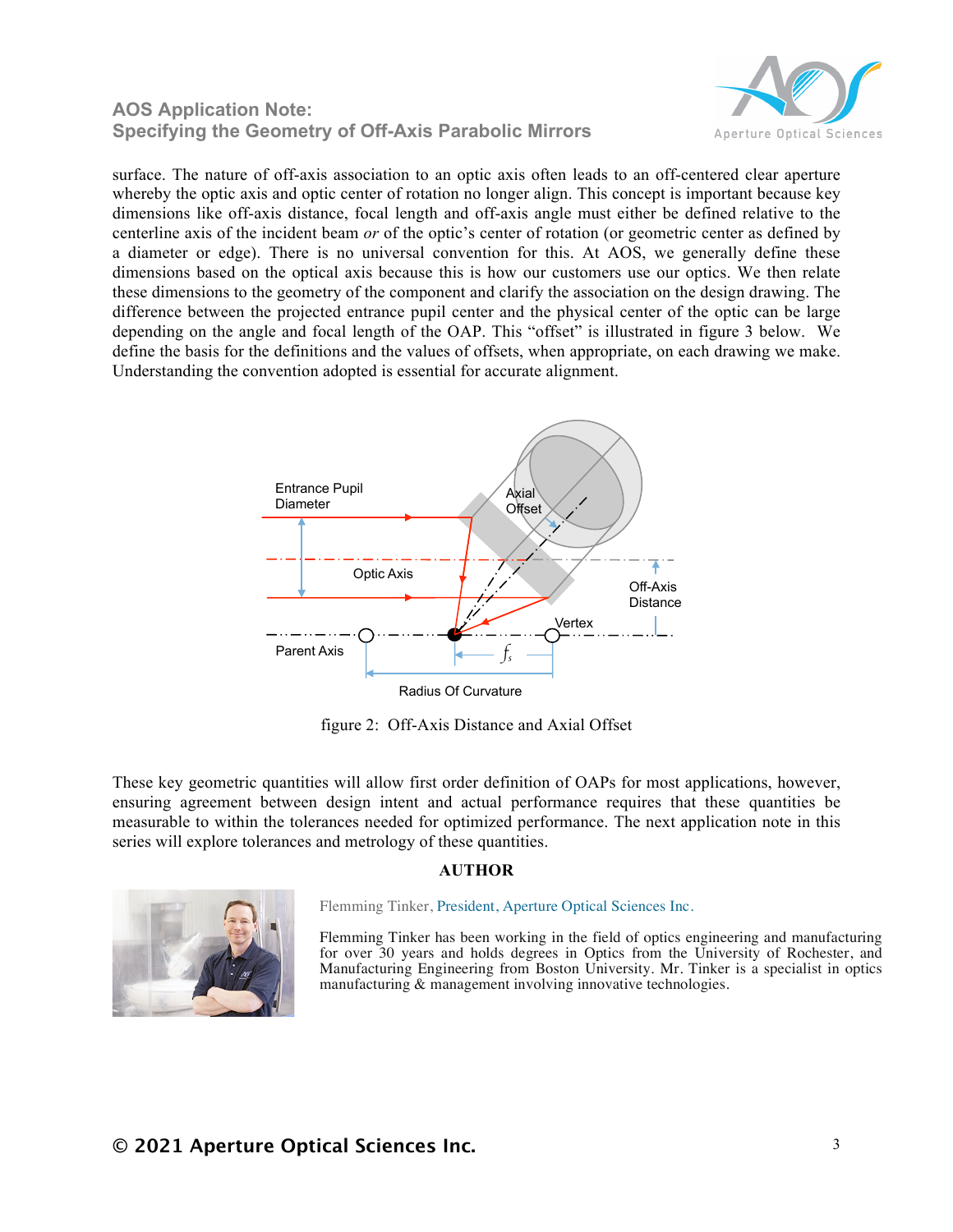surface. The nature of off-axis association to an optic axis often leads to an off-centered clear aperture whereby the optic axis and optic center of rotation no longer align. This concept is important because key dimensions like off-axis distance, focal length and off-axis angle must either be defined relative to the centerline axis of the incident beam *or* of the optic's center of rotation (or geometric center as defined by a diameter or edge). There is no universal convention for this. At AOS, we generally define these dimensions based on the optical axis because this is how our customers use our optics. We then relate these dimensions to the geometry of the component and clarify the association on the design drawing. The difference between the projected entrance pupil center and the physical center of the optic can be large depending on the angle and focal length of the OAP. This "offset" is illustrated in figure 3 below. We define the basis for the definitions and the values of offsets, when appropriate, on each drawing we make. Understanding the convention adopted is essential for accurate alignment.

Entrance Pupil Diameter

Axial Offset

Optic Axis

Off-Axis Distance

Vertex

Parent Axis

$f_s$

Radius Of Curvature

figure 2: Off-Axis Distance and Axial Offset

These key geometric quantities will allow first order definition of OAPs for most applications, however, ensuring agreement between design intent and actual performance requires that these quantities be measurable to within the tolerances needed for optimized performance. The next application note in this series will explore tolerances and metrology of these quantities.

## AUTHOR

Flemming Tinker, President, Aperture Optical Sciences Inc.

Flemming Tinker has been working in the field of optics engineering and manufacturing for over 30 years and holds degrees in Optics from the University of Rochester, and Manufacturing Engineering from Boston University. Mr. Tinker is a specialist in optics manufacturing & management involving innovative technologies.

© 2021 Aperture Optical Sciences Inc.